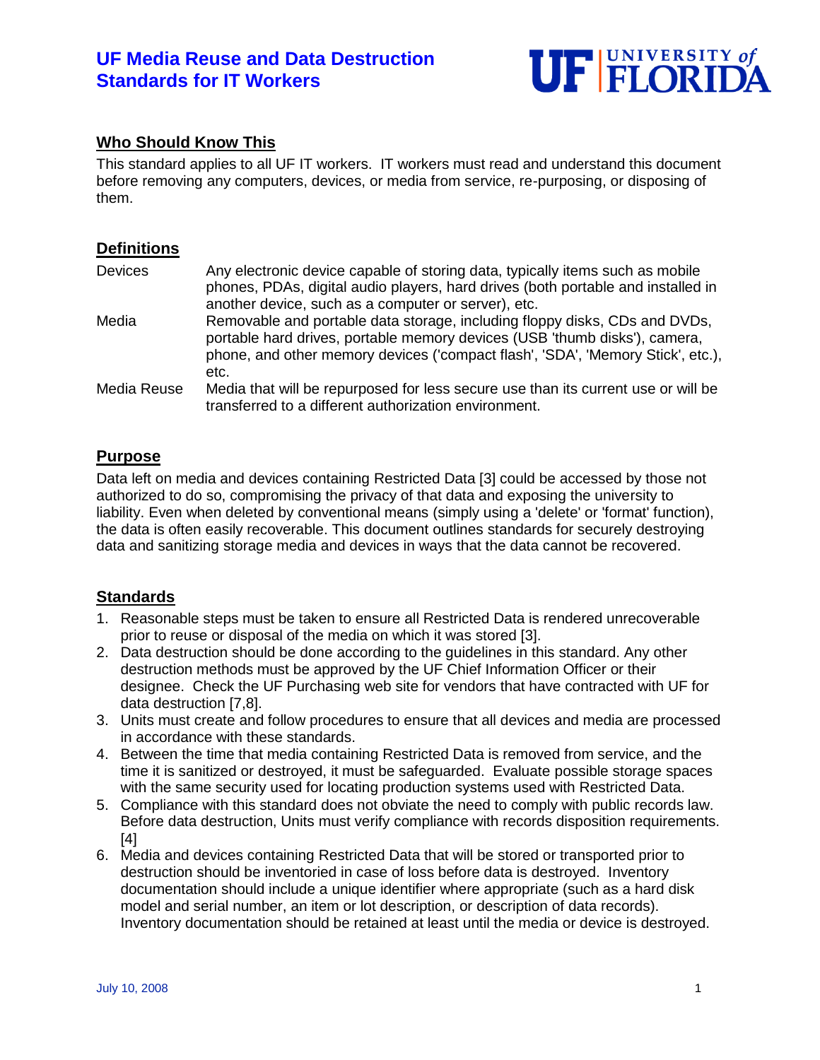# UF Media Reuse and Data Destruction Standards for IT Workers

UF | UNIVERSITY of FLORIDA

## Who Should Know This

This standard applies to all UF IT workers. IT workers must read and understand this document before removing any computers, devices, or media from service, re-purposing, or disposing of them.

## Definitions

| | |
|---|---|
| Devices | Any electronic device capable of storing data, typically items such as mobile phones, PDAs, digital audio players, hard drives (both portable and installed in another device, such as a computer or server), etc. |
| Media | Removable and portable data storage, including floppy disks, CDs and DVDs, portable hard drives, portable memory devices (USB 'thumb disks'), camera, phone, and other memory devices ('compact flash', 'SDA', 'Memory Stick', etc.), etc. |
| Media Reuse | Media that will be repurposed for less secure use than its current use or will be transferred to a different authorization environment. |

## Purpose

Data left on media and devices containing Restricted Data [3] could be accessed by those not authorized to do so, compromising the privacy of that data and exposing the university to liability. Even when deleted by conventional means (simply using a 'delete' or 'format' function), the data is often easily recoverable. This document outlines standards for securely destroying data and sanitizing storage media and devices in ways that the data cannot be recovered.

## Standards

1. Reasonable steps must be taken to ensure all Restricted Data is rendered unrecoverable prior to reuse or disposal of the media on which it was stored [3].
2. Data destruction should be done according to the guidelines in this standard. Any other destruction methods must be approved by the UF Chief Information Officer or their designee. Check the UF Purchasing web site for vendors that have contracted with UF for data destruction [7,8].
3. Units must create and follow procedures to ensure that all devices and media are processed in accordance with these standards.
4. Between the time that media containing Restricted Data is removed from service, and the time it is sanitized or destroyed, it must be safeguarded. Evaluate possible storage spaces with the same security used for locating production systems used with Restricted Data.
5. Compliance with this standard does not obviate the need to comply with public records law. Before data destruction, Units must verify compliance with records disposition requirements. [4]
6. Media and devices containing Restricted Data that will be stored or transported prior to destruction should be inventoried in case of loss before data is destroyed. Inventory documentation should include a unique identifier where appropriate (such as a hard disk model and serial number, an item or lot description, or description of data records). Inventory documentation should be retained at least until the media or device is destroyed.

July 10, 2008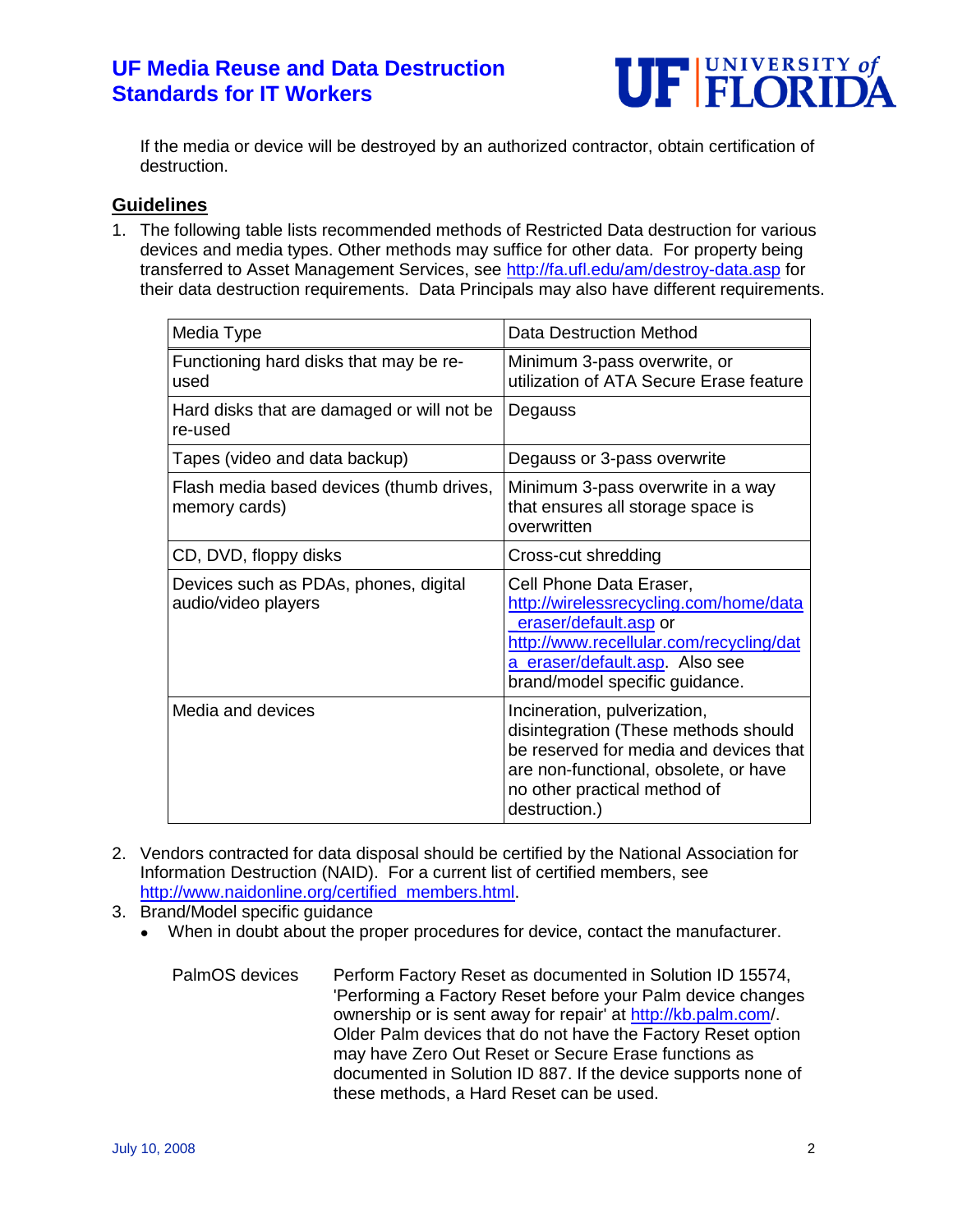If the media or device will be destroyed by an authorized contractor, obtain certification of destruction.

## Guidelines

1. The following table lists recommended methods of Restricted Data destruction for various devices and media types. Other methods may suffice for other data. For property being transferred to Asset Management Services, see http://fa.ufl.edu/am/destroy-data.asp for their data destruction requirements. Data Principals may also have different requirements.

| Media Type | Data Destruction Method |
|---|---|
| Functioning hard disks that may be re-used | Minimum 3-pass overwrite, or utilization of ATA Secure Erase feature |
| Hard disks that are damaged or will not be re-used | Degauss |
| Tapes (video and data backup) | Degauss or 3-pass overwrite |
| Flash media based devices (thumb drives, memory cards) | Minimum 3-pass overwrite in a way that ensures all storage space is overwritten |
| CD, DVD, floppy disks | Cross-cut shredding |
| Devices such as PDAs, phones, digital audio/video players | Cell Phone Data Eraser, http://wirelessrecycling.com/home/data_eraser/default.asp or http://www.recellular.com/recycling/data_eraser/default.asp. Also see brand/model specific guidance. |
| Media and devices | Incineration, pulverization, disintegration (These methods should be reserved for media and devices that are non-functional, obsolete, or have no other practical method of destruction.) |

2. Vendors contracted for data disposal should be certified by the National Association for Information Destruction (NAID). For a current list of certified members, see http://www.naidonline.org/certified_members.html.
3. Brand/Model specific guidance
   - When in doubt about the proper procedures for device, contact the manufacturer.

| | |
|---|---|
| PalmOS devices | Perform Factory Reset as documented in Solution ID 15574, 'Performing a Factory Reset before your Palm device changes ownership or is sent away for repair' at http://kb.palm.com/. Older Palm devices that do not have the Factory Reset option may have Zero Out Reset or Secure Erase functions as documented in Solution ID 887. If the device supports none of these methods, a Hard Reset can be used. |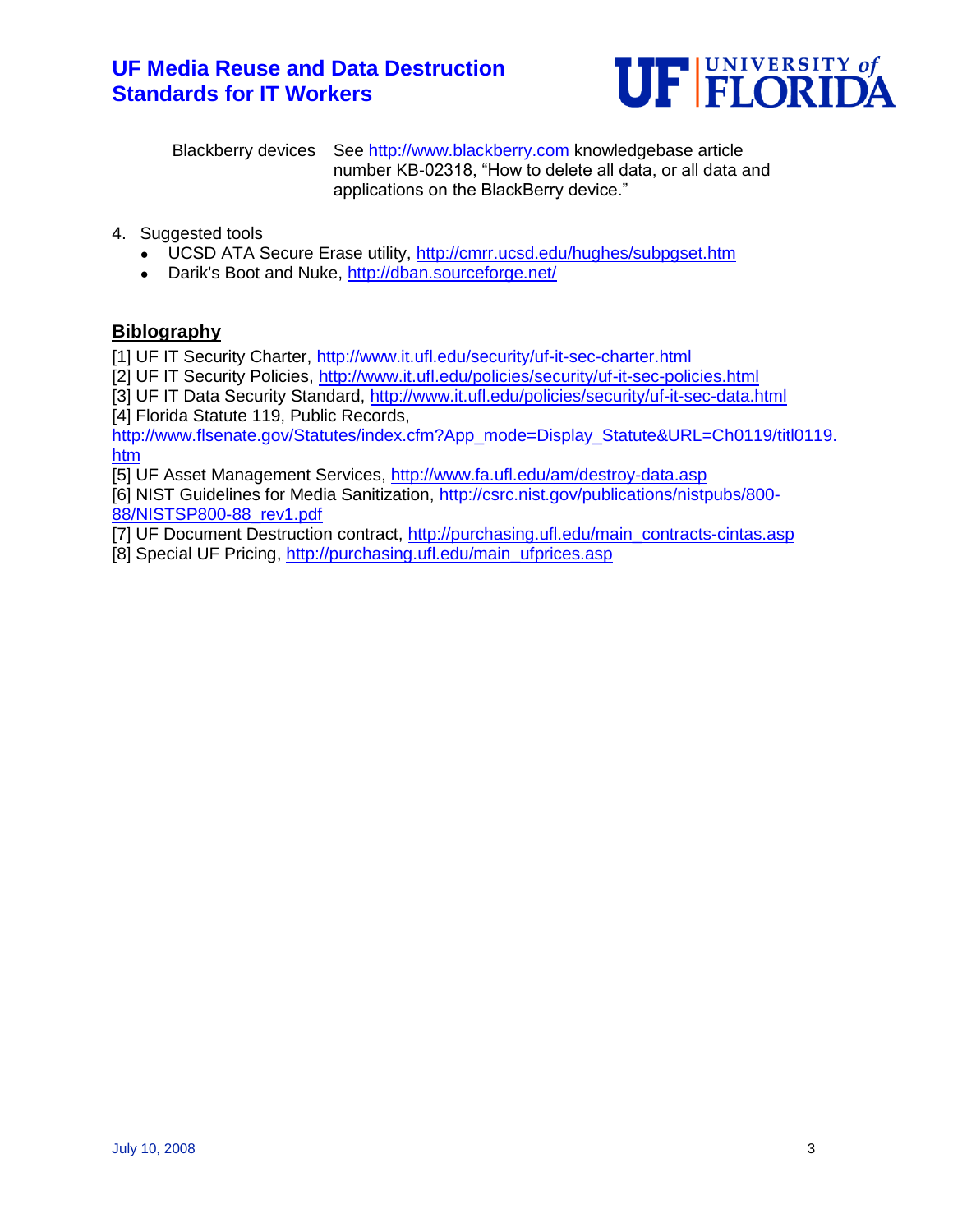| | |
|---|---|
| Blackberry devices | See http://www.blackberry.com knowledgebase article number KB-02318, "How to delete all data, or all data and applications on the BlackBerry device." |

4. Suggested tools
   - UCSD ATA Secure Erase utility, http://cmrr.ucsd.edu/hughes/subpgset.htm
   - Darik's Boot and Nuke, http://dban.sourceforge.net/

## Biblography

[1] UF IT Security Charter, http://www.it.ufl.edu/security/uf-it-sec-charter.html

[2] UF IT Security Policies, http://www.it.ufl.edu/policies/security/uf-it-sec-policies.html

[3] UF IT Data Security Standard, http://www.it.ufl.edu/policies/security/uf-it-sec-data.html

[4] Florida Statute 119, Public Records, http://www.flsenate.gov/Statutes/index.cfm?App_mode=Display_Statute&URL=Ch0119/titl0119.htm

[5] UF Asset Management Services, http://www.fa.ufl.edu/am/destroy-data.asp

[6] NIST Guidelines for Media Sanitization, http://csrc.nist.gov/publications/nistpubs/800-88/NISTSP800-88_rev1.pdf

[7] UF Document Destruction contract, http://purchasing.ufl.edu/main_contracts-cintas.asp

[8] Special UF Pricing, http://purchasing.ufl.edu/main_ufprices.asp